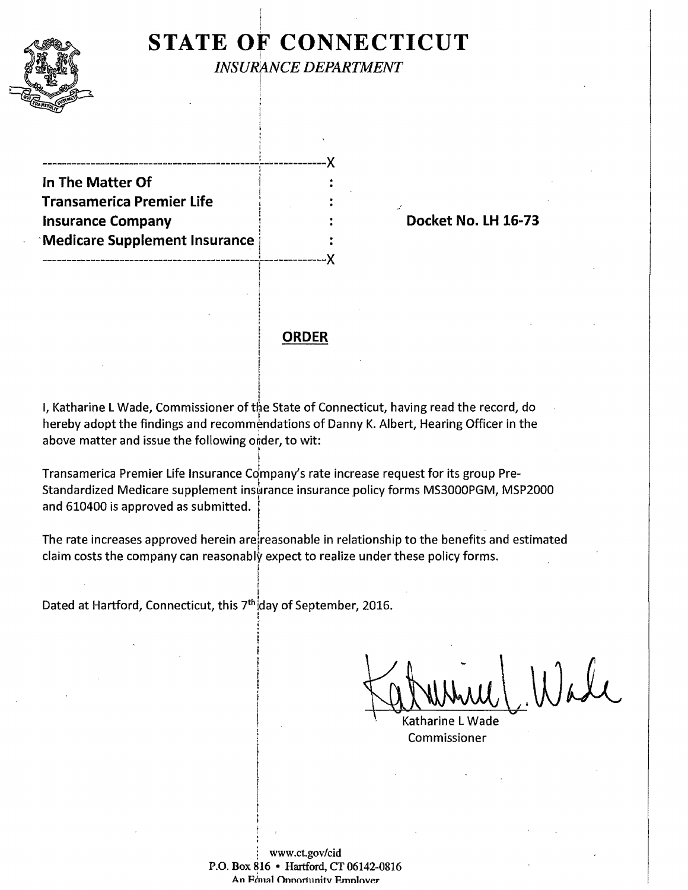# STATE OF CONNECTICUT

*INSURANCE DEPARTMENT*

---X

| | |
|---|---|
| **In The Matter Of** | : |
| **Transamerica Premier Life** | : |
| **Insurance Company** | : |
| **Medicare Supplement Insurance** | : |

---X

**Docket No. LH 16-73**

## ORDER

I, Katharine L Wade, Commissioner of the State of Connecticut, having read the record, do hereby adopt the findings and recommendations of Danny K. Albert, Hearing Officer in the above matter and issue the following order, to wit:

Transamerica Premier Life Insurance Company's rate increase request for its group Pre-Standardized Medicare supplement insurance insurance policy forms MS3000PGM, MSP2000 and 610400 is approved as submitted.

The rate increases approved herein are reasonable in relationship to the benefits and estimated claim costs the company can reasonably expect to realize under these policy forms.

Dated at Hartford, Connecticut, this 7th day of September, 2016.

Katharine L Wade
Commissioner

www.ct.gov/cid
P.O. Box 816 • Hartford, CT 06142-0816
An Equal Opportunity Employer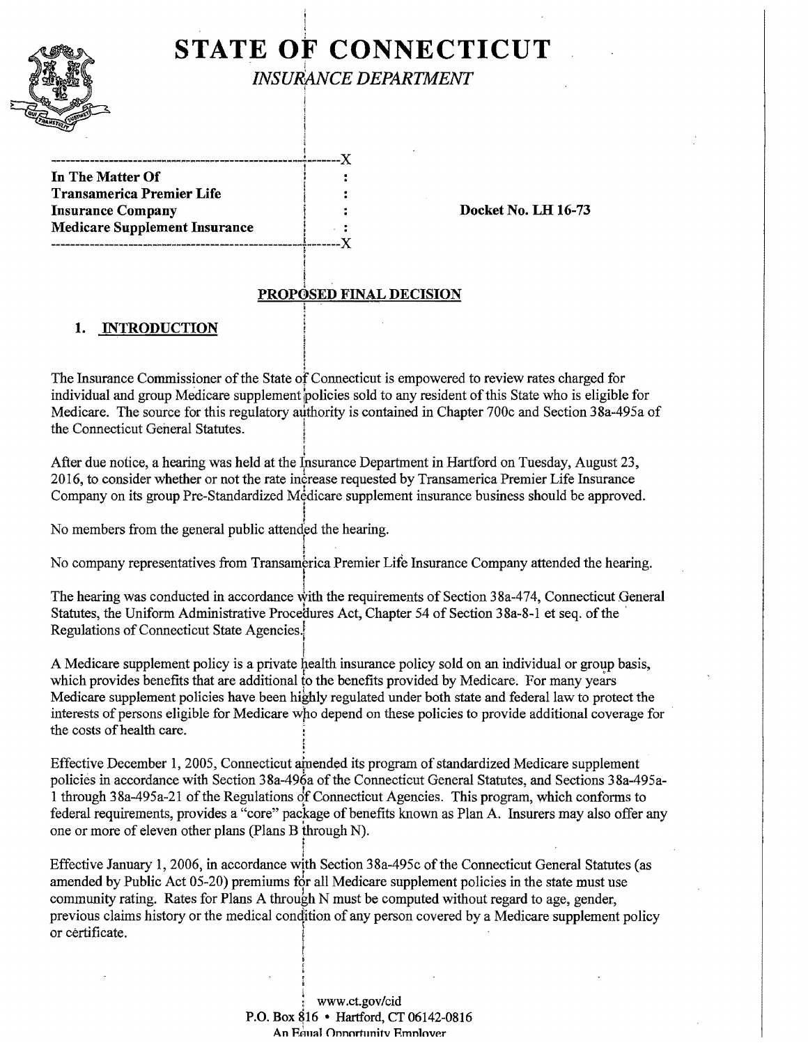# STATE OF CONNECTICUT

*INSURANCE DEPARTMENT*

| | | |
|---|---|---|
| **In The Matter Of** | : | |
| **Transamerica Premier Life** | : | |
| **Insurance Company** | : | **Docket No. LH 16-73** |
| **Medicare Supplement Insurance** | : | |

## PROPOSED FINAL DECISION

### 1. INTRODUCTION

The Insurance Commissioner of the State of Connecticut is empowered to review rates charged for individual and group Medicare supplement policies sold to any resident of this State who is eligible for Medicare. The source for this regulatory authority is contained in Chapter 700c and Section 38a-495a of the Connecticut General Statutes.

After due notice, a hearing was held at the Insurance Department in Hartford on Tuesday, August 23, 2016, to consider whether or not the rate increase requested by Transamerica Premier Life Insurance Company on its group Pre-Standardized Medicare supplement insurance business should be approved.

No members from the general public attended the hearing.

No company representatives from Transamerica Premier Life Insurance Company attended the hearing.

The hearing was conducted in accordance with the requirements of Section 38a-474, Connecticut General Statutes, the Uniform Administrative Procedures Act, Chapter 54 of Section 38a-8-1 et seq. of the Regulations of Connecticut State Agencies.

A Medicare supplement policy is a private health insurance policy sold on an individual or group basis, which provides benefits that are additional to the benefits provided by Medicare. For many years Medicare supplement policies have been highly regulated under both state and federal law to protect the interests of persons eligible for Medicare who depend on these policies to provide additional coverage for the costs of health care.

Effective December 1, 2005, Connecticut amended its program of standardized Medicare supplement policies in accordance with Section 38a-496a of the Connecticut General Statutes, and Sections 38a-495a-1 through 38a-495a-21 of the Regulations of Connecticut Agencies. This program, which conforms to federal requirements, provides a "core" package of benefits known as Plan A. Insurers may also offer any one or more of eleven other plans (Plans B through N).

Effective January 1, 2006, in accordance with Section 38a-495c of the Connecticut General Statutes (as amended by Public Act 05-20) premiums for all Medicare supplement policies in the state must use community rating. Rates for Plans A through N must be computed without regard to age, gender, previous claims history or the medical condition of any person covered by a Medicare supplement policy or certificate.

www.ct.gov/cid
P.O. Box 816 • Hartford, CT 06142-0816
An Equal Opportunity Employer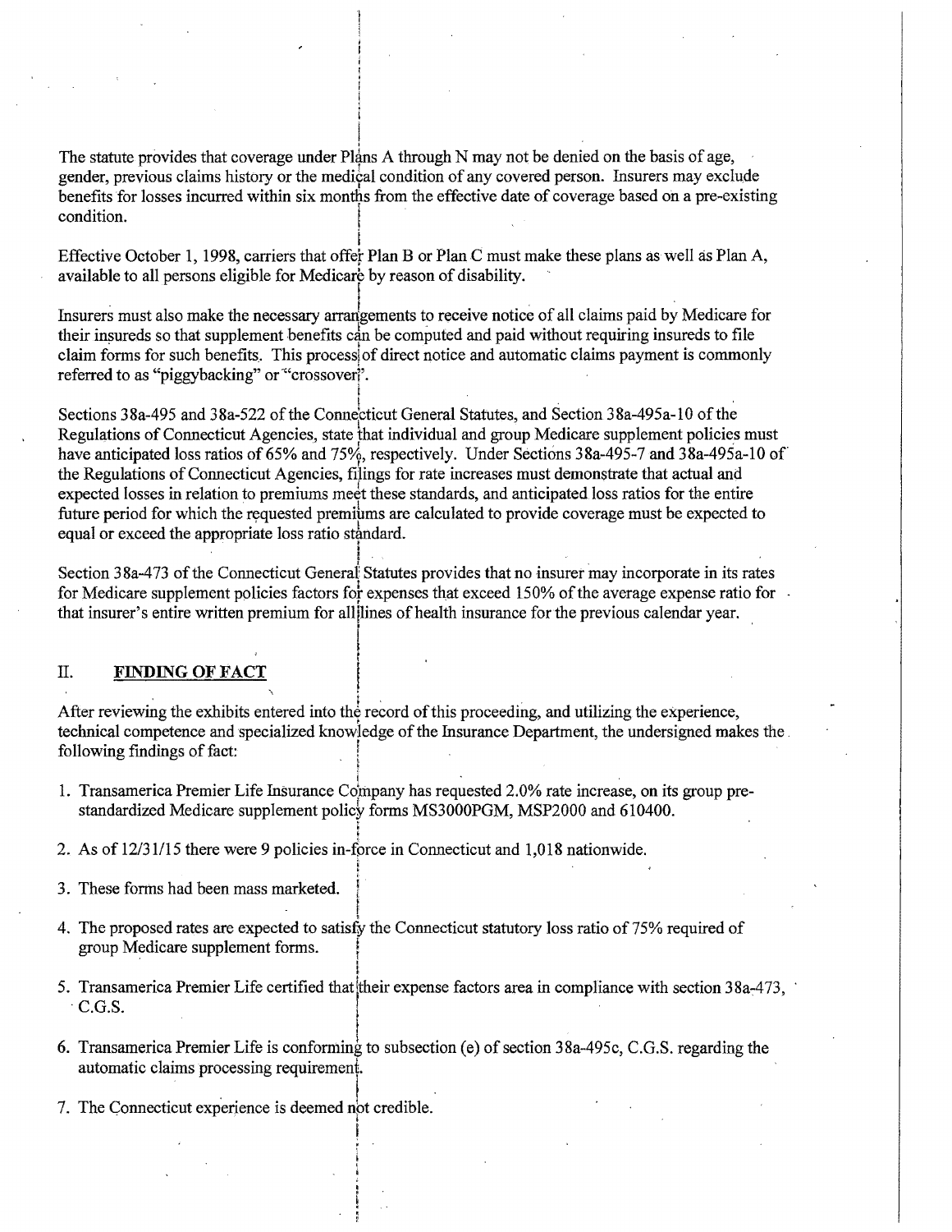The statute provides that coverage under Plans A through N may not be denied on the basis of age, gender, previous claims history or the medical condition of any covered person. Insurers may exclude benefits for losses incurred within six months from the effective date of coverage based on a pre-existing condition.

Effective October 1, 1998, carriers that offer Plan B or Plan C must make these plans as well as Plan A, available to all persons eligible for Medicare by reason of disability.

Insurers must also make the necessary arrangements to receive notice of all claims paid by Medicare for their insureds so that supplement benefits can be computed and paid without requiring insureds to file claim forms for such benefits. This process of direct notice and automatic claims payment is commonly referred to as "piggybacking" or "crossover".

Sections 38a-495 and 38a-522 of the Connecticut General Statutes, and Section 38a-495a-10 of the Regulations of Connecticut Agencies, state that individual and group Medicare supplement policies must have anticipated loss ratios of 65% and 75%, respectively. Under Sections 38a-495-7 and 38a-495a-10 of the Regulations of Connecticut Agencies, filings for rate increases must demonstrate that actual and expected losses in relation to premiums meet these standards, and anticipated loss ratios for the entire future period for which the requested premiums are calculated to provide coverage must be expected to equal or exceed the appropriate loss ratio standard.

Section 38a-473 of the Connecticut General Statutes provides that no insurer may incorporate in its rates for Medicare supplement policies factors for expenses that exceed 150% of the average expense ratio for that insurer's entire written premium for all lines of health insurance for the previous calendar year.

## II. **FINDING OF FACT**

After reviewing the exhibits entered into the record of this proceeding, and utilizing the experience, technical competence and specialized knowledge of the Insurance Department, the undersigned makes the following findings of fact:

1. Transamerica Premier Life Insurance Company has requested 2.0% rate increase, on its group pre-standardized Medicare supplement policy forms MS3000PGM, MSP2000 and 610400.
2. As of 12/31/15 there were 9 policies in-force in Connecticut and 1,018 nationwide.
3. These forms had been mass marketed.
4. The proposed rates are expected to satisfy the Connecticut statutory loss ratio of 75% required of group Medicare supplement forms.
5. Transamerica Premier Life certified that their expense factors area in compliance with section 38a-473, C.G.S.
6. Transamerica Premier Life is conforming to subsection (e) of section 38a-495c, C.G.S. regarding the automatic claims processing requirement.
7. The Connecticut experience is deemed not credible.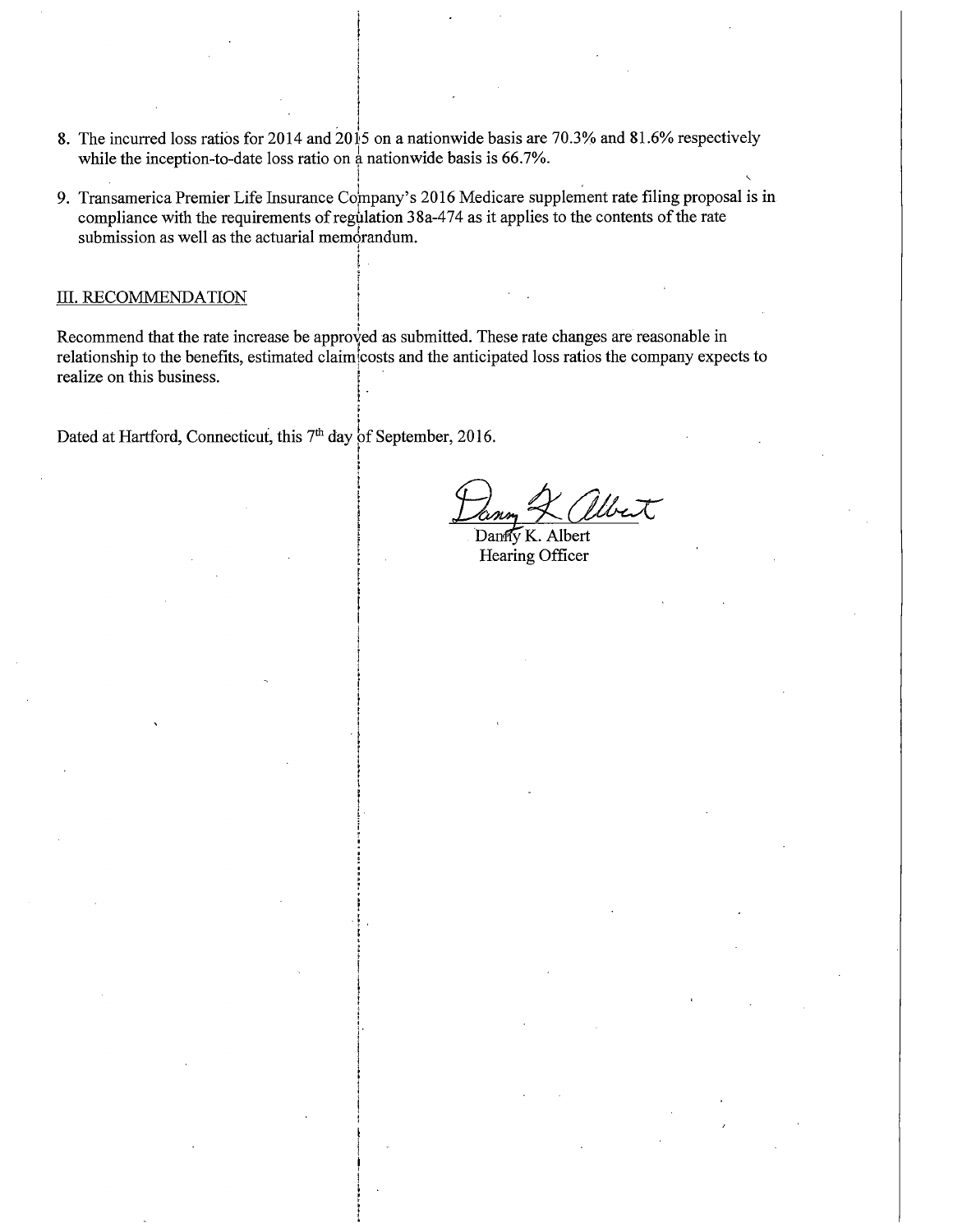8. The incurred loss ratios for 2014 and 2015 on a nationwide basis are 70.3% and 81.6% respectively while the inception-to-date loss ratio on a nationwide basis is 66.7%.

9. Transamerica Premier Life Insurance Company's 2016 Medicare supplement rate filing proposal is in compliance with the requirements of regulation 38a-474 as it applies to the contents of the rate submission as well as the actuarial memorandum.

## III. RECOMMENDATION

Recommend that the rate increase be approved as submitted. These rate changes are reasonable in relationship to the benefits, estimated claim costs and the anticipated loss ratios the company expects to realize on this business.

Dated at Hartford, Connecticut, this 7th day of September, 2016.

Danny K. Albert
Hearing Officer